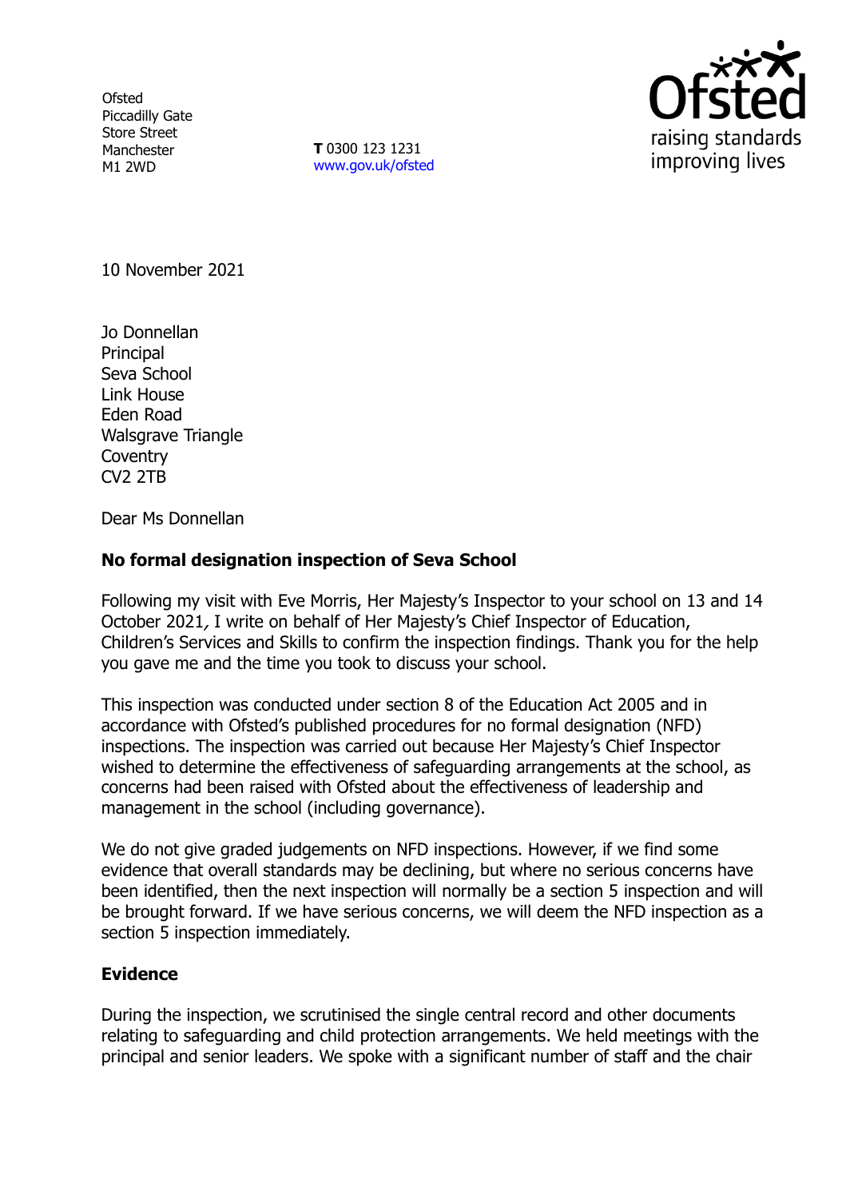Ofsted
Piccadilly Gate
Store Street
Manchester
M1 2WD

**T** 0300 123 1231
www.gov.uk/ofsted

10 November 2021

Jo Donnellan
Principal
Seva School
Link House
Eden Road
Walsgrave Triangle
Coventry
CV2 2TB

Dear Ms Donnellan

**No formal designation inspection of Seva School**

Following my visit with Eve Morris, Her Majesty's Inspector to your school on 13 and 14 October 2021, I write on behalf of Her Majesty's Chief Inspector of Education, Children's Services and Skills to confirm the inspection findings. Thank you for the help you gave me and the time you took to discuss your school.

This inspection was conducted under section 8 of the Education Act 2005 and in accordance with Ofsted's published procedures for no formal designation (NFD) inspections. The inspection was carried out because Her Majesty's Chief Inspector wished to determine the effectiveness of safeguarding arrangements at the school, as concerns had been raised with Ofsted about the effectiveness of leadership and management in the school (including governance).

We do not give graded judgements on NFD inspections. However, if we find some evidence that overall standards may be declining, but where no serious concerns have been identified, then the next inspection will normally be a section 5 inspection and will be brought forward. If we have serious concerns, we will deem the NFD inspection as a section 5 inspection immediately.

**Evidence**

During the inspection, we scrutinised the single central record and other documents relating to safeguarding and child protection arrangements. We held meetings with the principal and senior leaders. We spoke with a significant number of staff and the chair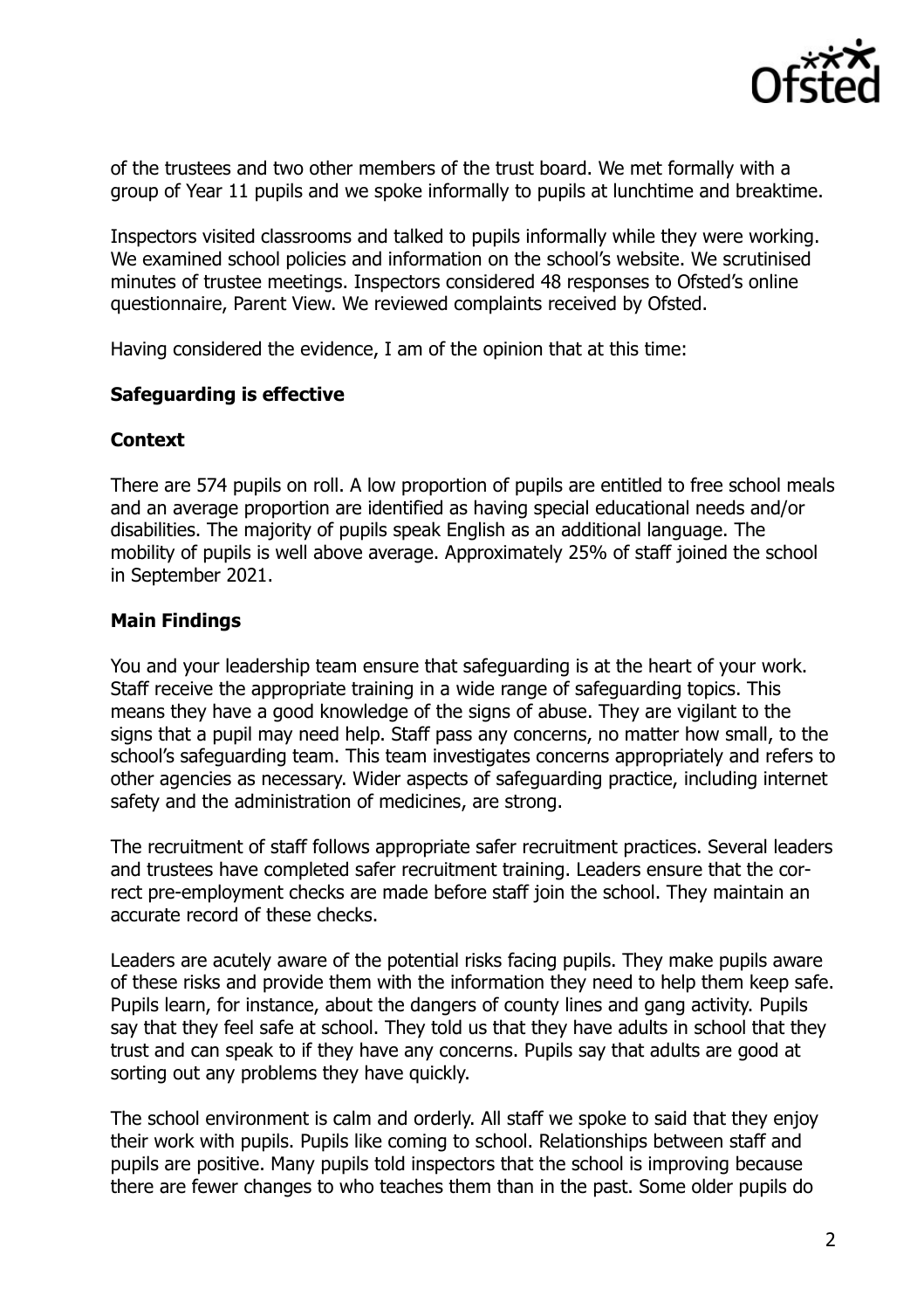of the trustees and two other members of the trust board. We met formally with a group of Year 11 pupils and we spoke informally to pupils at lunchtime and breaktime.

Inspectors visited classrooms and talked to pupils informally while they were working. We examined school policies and information on the school's website. We scrutinised minutes of trustee meetings. Inspectors considered 48 responses to Ofsted's online questionnaire, Parent View. We reviewed complaints received by Ofsted.

Having considered the evidence, I am of the opinion that at this time:

## Safeguarding is effective

## Context

There are 574 pupils on roll. A low proportion of pupils are entitled to free school meals and an average proportion are identified as having special educational needs and/or disabilities. The majority of pupils speak English as an additional language. The mobility of pupils is well above average. Approximately 25% of staff joined the school in September 2021.

## Main Findings

You and your leadership team ensure that safeguarding is at the heart of your work. Staff receive the appropriate training in a wide range of safeguarding topics. This means they have a good knowledge of the signs of abuse. They are vigilant to the signs that a pupil may need help. Staff pass any concerns, no matter how small, to the school's safeguarding team. This team investigates concerns appropriately and refers to other agencies as necessary. Wider aspects of safeguarding practice, including internet safety and the administration of medicines, are strong.

The recruitment of staff follows appropriate safer recruitment practices. Several leaders and trustees have completed safer recruitment training. Leaders ensure that the correct pre-employment checks are made before staff join the school. They maintain an accurate record of these checks.

Leaders are acutely aware of the potential risks facing pupils. They make pupils aware of these risks and provide them with the information they need to help them keep safe. Pupils learn, for instance, about the dangers of county lines and gang activity. Pupils say that they feel safe at school. They told us that they have adults in school that they trust and can speak to if they have any concerns. Pupils say that adults are good at sorting out any problems they have quickly.

The school environment is calm and orderly. All staff we spoke to said that they enjoy their work with pupils. Pupils like coming to school. Relationships between staff and pupils are positive. Many pupils told inspectors that the school is improving because there are fewer changes to who teaches them than in the past. Some older pupils do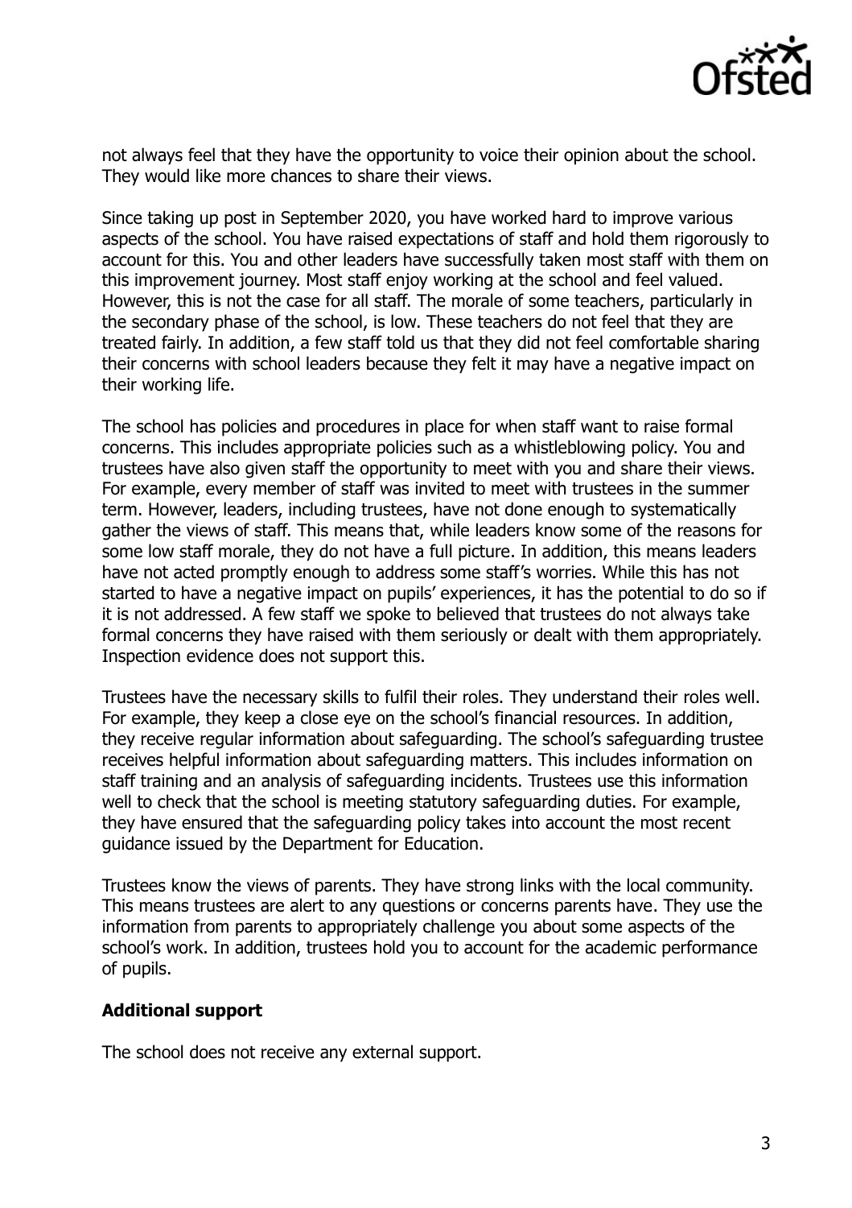not always feel that they have the opportunity to voice their opinion about the school. They would like more chances to share their views.

Since taking up post in September 2020, you have worked hard to improve various aspects of the school. You have raised expectations of staff and hold them rigorously to account for this. You and other leaders have successfully taken most staff with them on this improvement journey. Most staff enjoy working at the school and feel valued. However, this is not the case for all staff. The morale of some teachers, particularly in the secondary phase of the school, is low. These teachers do not feel that they are treated fairly. In addition, a few staff told us that they did not feel comfortable sharing their concerns with school leaders because they felt it may have a negative impact on their working life.

The school has policies and procedures in place for when staff want to raise formal concerns. This includes appropriate policies such as a whistleblowing policy. You and trustees have also given staff the opportunity to meet with you and share their views. For example, every member of staff was invited to meet with trustees in the summer term. However, leaders, including trustees, have not done enough to systematically gather the views of staff. This means that, while leaders know some of the reasons for some low staff morale, they do not have a full picture. In addition, this means leaders have not acted promptly enough to address some staff's worries. While this has not started to have a negative impact on pupils' experiences, it has the potential to do so if it is not addressed. A few staff we spoke to believed that trustees do not always take formal concerns they have raised with them seriously or dealt with them appropriately. Inspection evidence does not support this.

Trustees have the necessary skills to fulfil their roles. They understand their roles well. For example, they keep a close eye on the school's financial resources. In addition, they receive regular information about safeguarding. The school's safeguarding trustee receives helpful information about safeguarding matters. This includes information on staff training and an analysis of safeguarding incidents. Trustees use this information well to check that the school is meeting statutory safeguarding duties. For example, they have ensured that the safeguarding policy takes into account the most recent guidance issued by the Department for Education.

Trustees know the views of parents. They have strong links with the local community. This means trustees are alert to any questions or concerns parents have. They use the information from parents to appropriately challenge you about some aspects of the school's work. In addition, trustees hold you to account for the academic performance of pupils.

**Additional support**

The school does not receive any external support.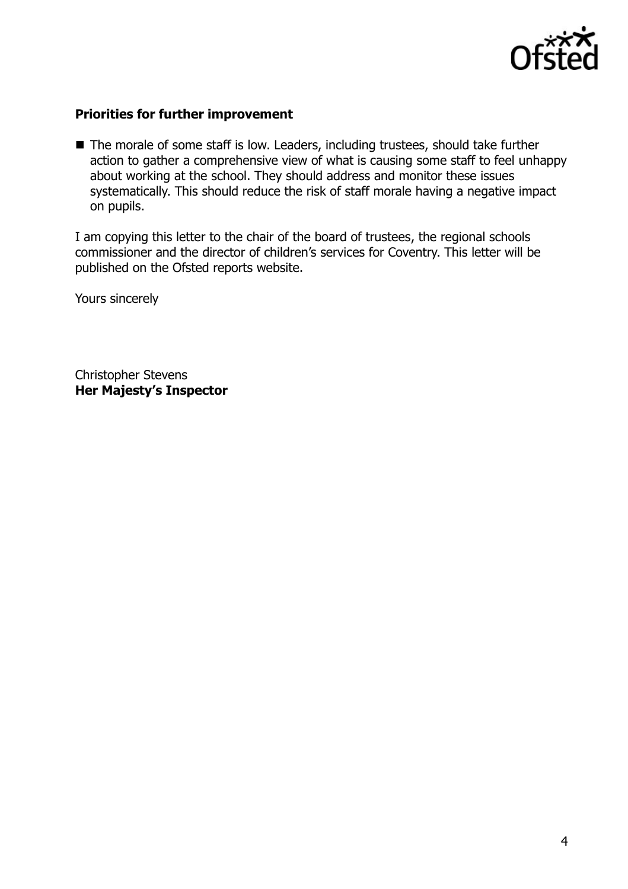**Priorities for further improvement**

- The morale of some staff is low. Leaders, including trustees, should take further action to gather a comprehensive view of what is causing some staff to feel unhappy about working at the school. They should address and monitor these issues systematically. This should reduce the risk of staff morale having a negative impact on pupils.

I am copying this letter to the chair of the board of trustees, the regional schools commissioner and the director of children's services for Coventry. This letter will be published on the Ofsted reports website.

Yours sincerely

Christopher Stevens
**Her Majesty's Inspector**